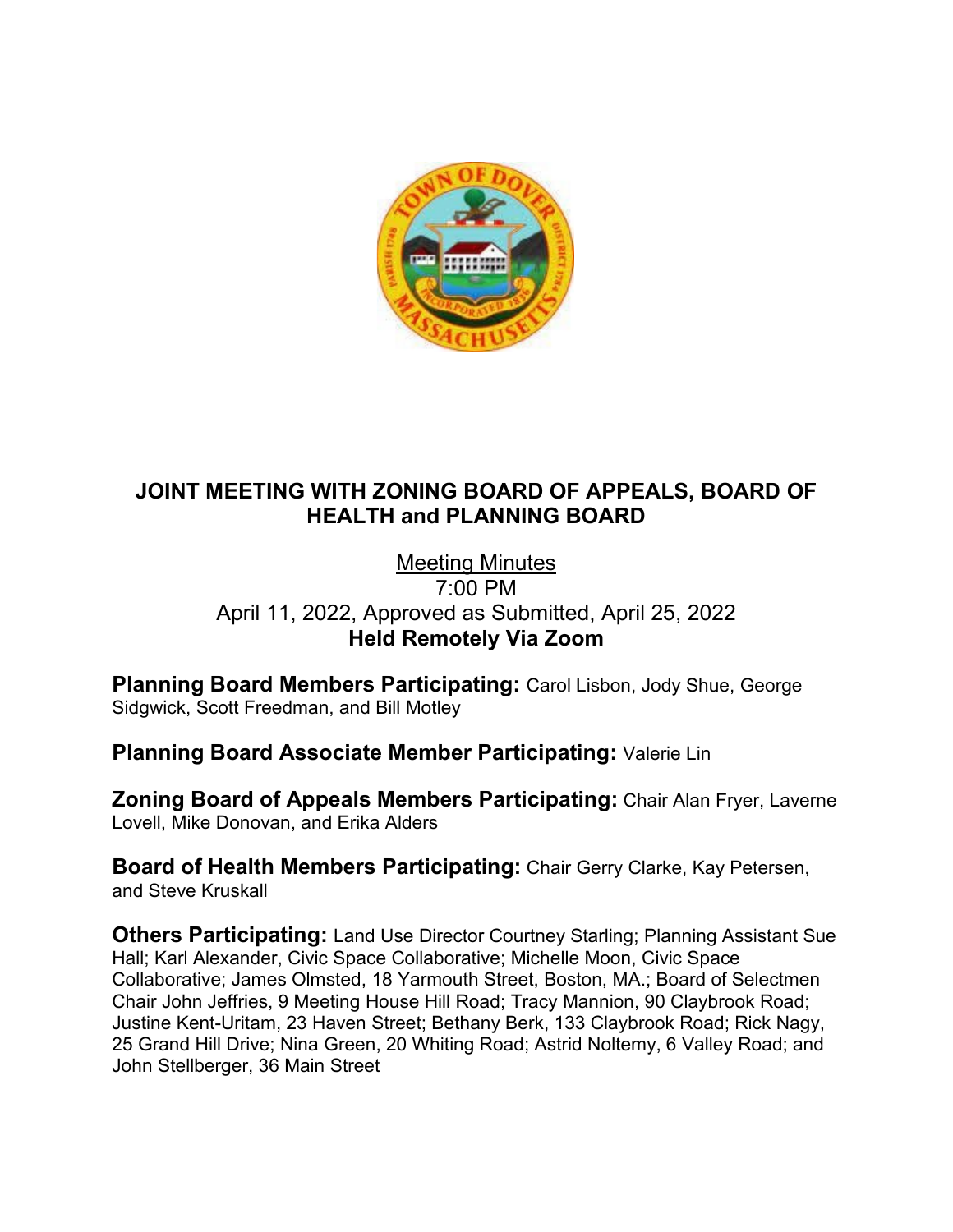# JOINT MEETING WITH ZONING BOARD OF APPEALS, BOARD OF HEALTH and PLANNING BOARD

Meeting Minutes
7:00 PM
April 11, 2022, Approved as Submitted, April 25, 2022
**Held Remotely Via Zoom**

**Planning Board Members Participating:** Carol Lisbon, Jody Shue, George Sidgwick, Scott Freedman, and Bill Motley

**Planning Board Associate Member Participating:** Valerie Lin

**Zoning Board of Appeals Members Participating:** Chair Alan Fryer, Laverne Lovell, Mike Donovan, and Erika Alders

**Board of Health Members Participating:** Chair Gerry Clarke, Kay Petersen, and Steve Kruskall

**Others Participating:** Land Use Director Courtney Starling; Planning Assistant Sue Hall; Karl Alexander, Civic Space Collaborative; Michelle Moon, Civic Space Collaborative; James Olmsted, 18 Yarmouth Street, Boston, MA.; Board of Selectmen Chair John Jeffries, 9 Meeting House Hill Road; Tracy Mannion, 90 Claybrook Road; Justine Kent-Uritam, 23 Haven Street; Bethany Berk, 133 Claybrook Road; Rick Nagy, 25 Grand Hill Drive; Nina Green, 20 Whiting Road; Astrid Noltemy, 6 Valley Road; and John Stellberger, 36 Main Street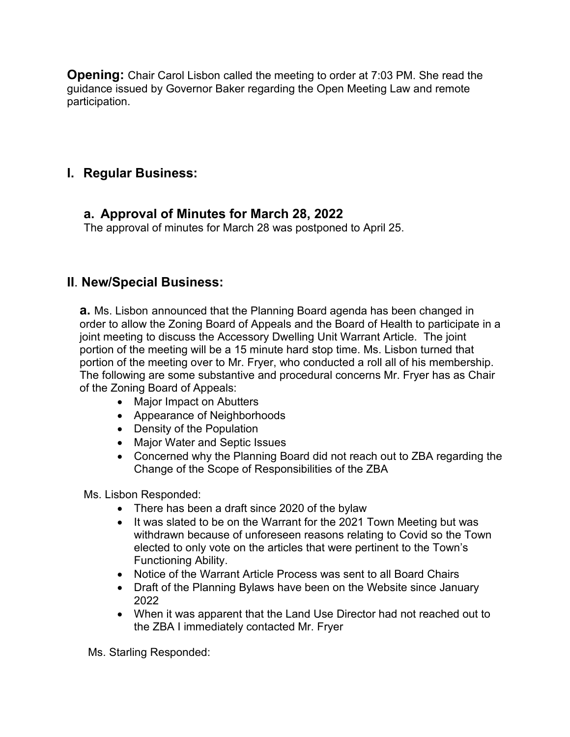**Opening:** Chair Carol Lisbon called the meeting to order at 7:03 PM. She read the guidance issued by Governor Baker regarding the Open Meeting Law and remote participation.

## I. Regular Business:

### a. Approval of Minutes for March 28, 2022

The approval of minutes for March 28 was postponed to April 25.

## II. New/Special Business:

**a.** Ms. Lisbon announced that the Planning Board agenda has been changed in order to allow the Zoning Board of Appeals and the Board of Health to participate in a joint meeting to discuss the Accessory Dwelling Unit Warrant Article. The joint portion of the meeting will be a 15 minute hard stop time. Ms. Lisbon turned that portion of the meeting over to Mr. Fryer, who conducted a roll all of his membership. The following are some substantive and procedural concerns Mr. Fryer has as Chair of the Zoning Board of Appeals:

- Major Impact on Abutters
- Appearance of Neighborhoods
- Density of the Population
- Major Water and Septic Issues
- Concerned why the Planning Board did not reach out to ZBA regarding the Change of the Scope of Responsibilities of the ZBA

Ms. Lisbon Responded:

- There has been a draft since 2020 of the bylaw
- It was slated to be on the Warrant for the 2021 Town Meeting but was withdrawn because of unforeseen reasons relating to Covid so the Town elected to only vote on the articles that were pertinent to the Town's Functioning Ability.
- Notice of the Warrant Article Process was sent to all Board Chairs
- Draft of the Planning Bylaws have been on the Website since January 2022
- When it was apparent that the Land Use Director had not reached out to the ZBA I immediately contacted Mr. Fryer

Ms. Starling Responded: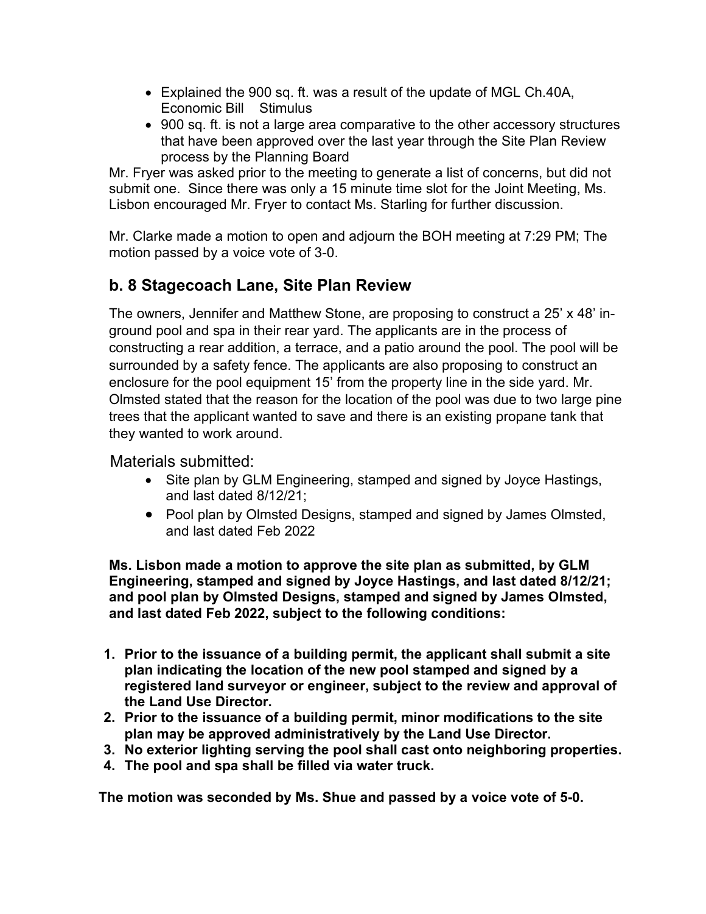- Explained the 900 sq. ft. was a result of the update of MGL Ch.40A, Economic Bill Stimulus
- 900 sq. ft. is not a large area comparative to the other accessory structures that have been approved over the last year through the Site Plan Review process by the Planning Board

Mr. Fryer was asked prior to the meeting to generate a list of concerns, but did not submit one. Since there was only a 15 minute time slot for the Joint Meeting, Ms. Lisbon encouraged Mr. Fryer to contact Ms. Starling for further discussion.

Mr. Clarke made a motion to open and adjourn the BOH meeting at 7:29 PM; The motion passed by a voice vote of 3-0.

## b. 8 Stagecoach Lane, Site Plan Review

The owners, Jennifer and Matthew Stone, are proposing to construct a 25' x 48' in-ground pool and spa in their rear yard. The applicants are in the process of constructing a rear addition, a terrace, and a patio around the pool. The pool will be surrounded by a safety fence. The applicants are also proposing to construct an enclosure for the pool equipment 15' from the property line in the side yard. Mr. Olmsted stated that the reason for the location of the pool was due to two large pine trees that the applicant wanted to save and there is an existing propane tank that they wanted to work around.

Materials submitted:

- Site plan by GLM Engineering, stamped and signed by Joyce Hastings, and last dated 8/12/21;
- Pool plan by Olmsted Designs, stamped and signed by James Olmsted, and last dated Feb 2022

**Ms. Lisbon made a motion to approve the site plan as submitted, by GLM Engineering, stamped and signed by Joyce Hastings, and last dated 8/12/21; and pool plan by Olmsted Designs, stamped and signed by James Olmsted, and last dated Feb 2022, subject to the following conditions:**

1. **Prior to the issuance of a building permit, the applicant shall submit a site plan indicating the location of the new pool stamped and signed by a registered land surveyor or engineer, subject to the review and approval of the Land Use Director.**
2. **Prior to the issuance of a building permit, minor modifications to the site plan may be approved administratively by the Land Use Director.**
3. **No exterior lighting serving the pool shall cast onto neighboring properties.**
4. **The pool and spa shall be filled via water truck.**

**The motion was seconded by Ms. Shue and passed by a voice vote of 5-0.**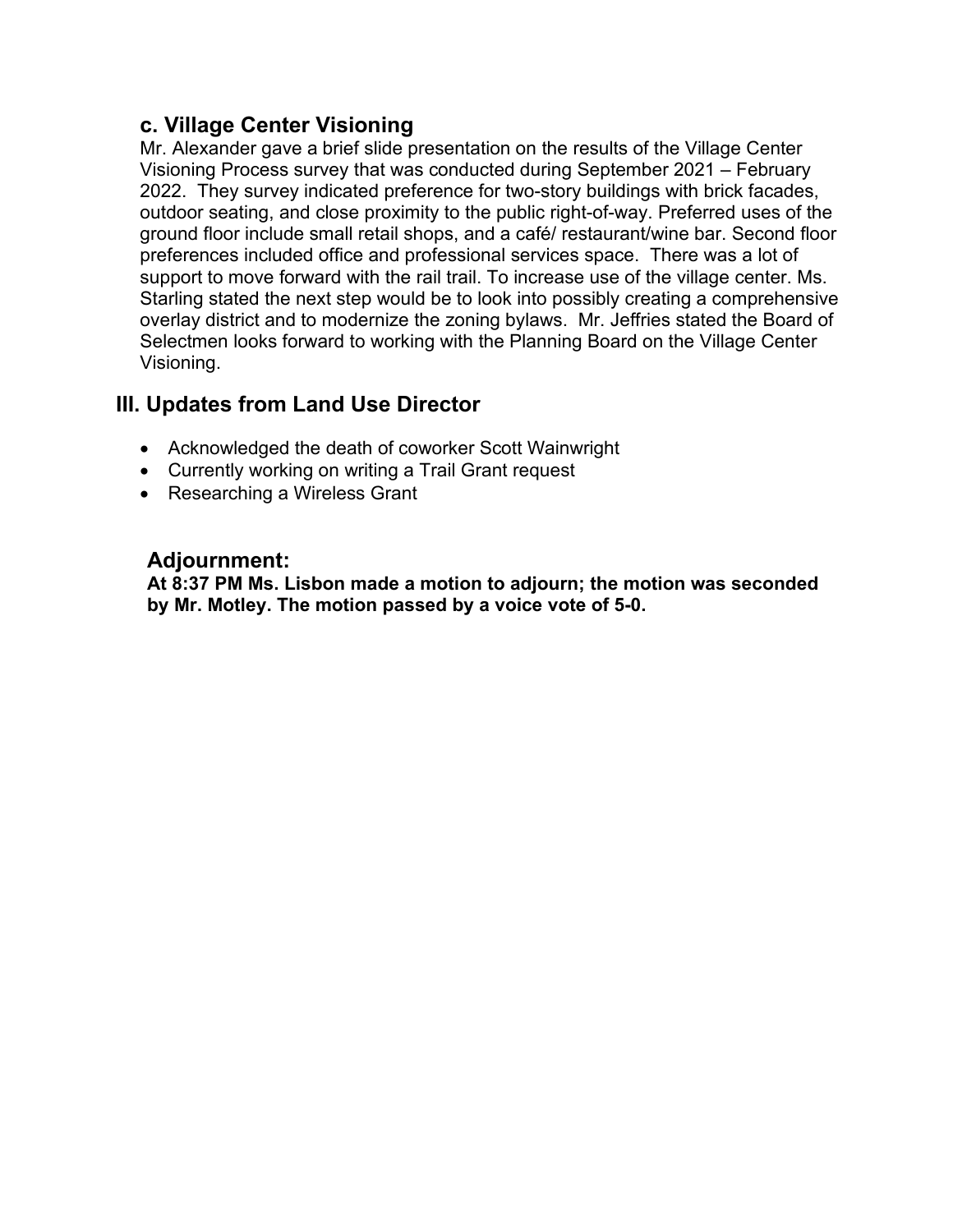### c. Village Center Visioning

Mr. Alexander gave a brief slide presentation on the results of the Village Center Visioning Process survey that was conducted during September 2021 – February 2022. They survey indicated preference for two-story buildings with brick facades, outdoor seating, and close proximity to the public right-of-way. Preferred uses of the ground floor include small retail shops, and a café/ restaurant/wine bar. Second floor preferences included office and professional services space. There was a lot of support to move forward with the rail trail. To increase use of the village center. Ms. Starling stated the next step would be to look into possibly creating a comprehensive overlay district and to modernize the zoning bylaws. Mr. Jeffries stated the Board of Selectmen looks forward to working with the Planning Board on the Village Center Visioning.

## III. Updates from Land Use Director

- Acknowledged the death of coworker Scott Wainwright
- Currently working on writing a Trail Grant request
- Researching a Wireless Grant

## Adjournment:

**At 8:37 PM Ms. Lisbon made a motion to adjourn; the motion was seconded by Mr. Motley. The motion passed by a voice vote of 5-0.**